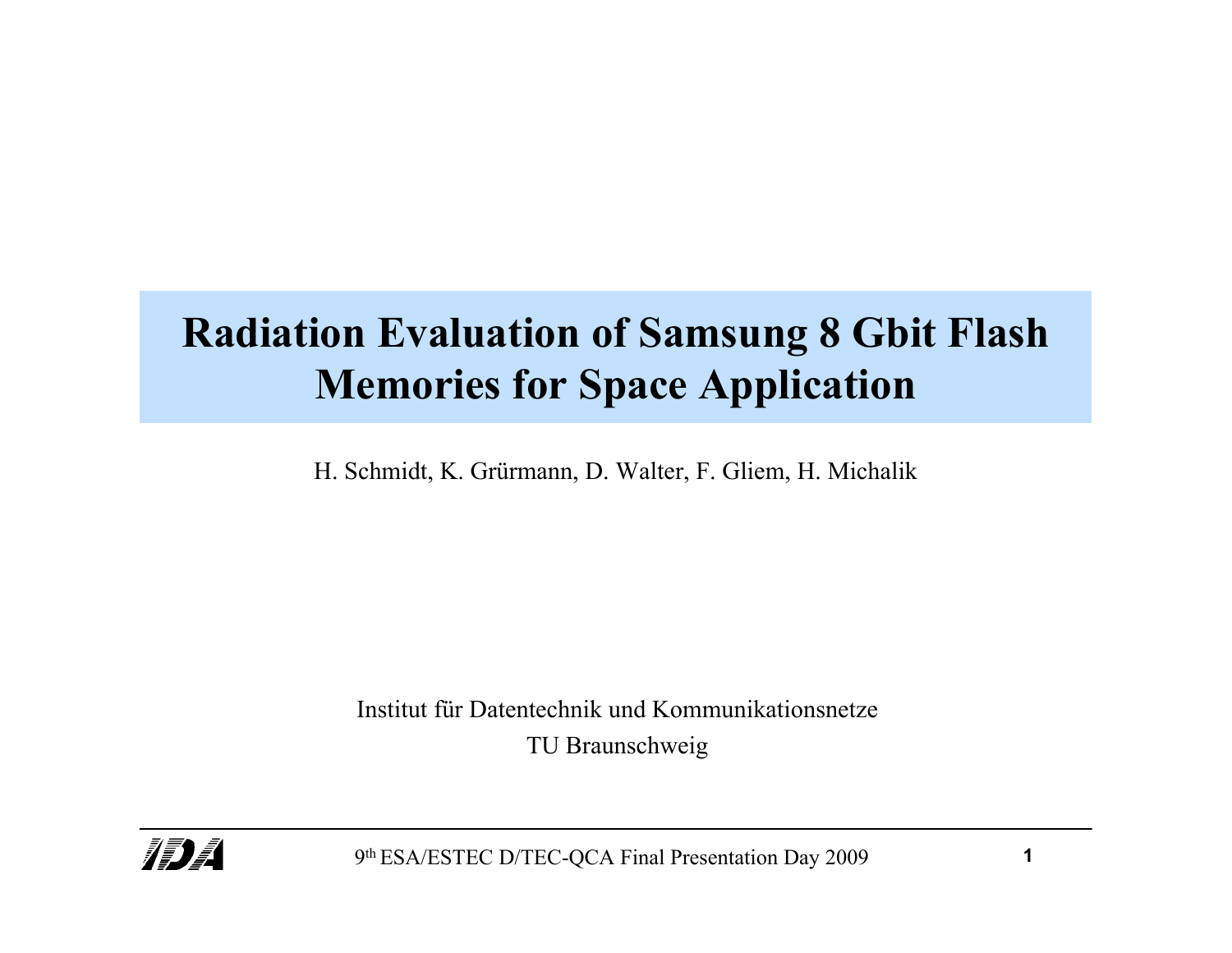# Radiation Evaluation of Samsung 8 Gbit Flash Memories for Space Application

H. Schmidt, K. Grürmann, D. Walter, F. Gliem, H. Michalik

Institut für Datentechnik und Kommunikationsnetze

TU Braunschweig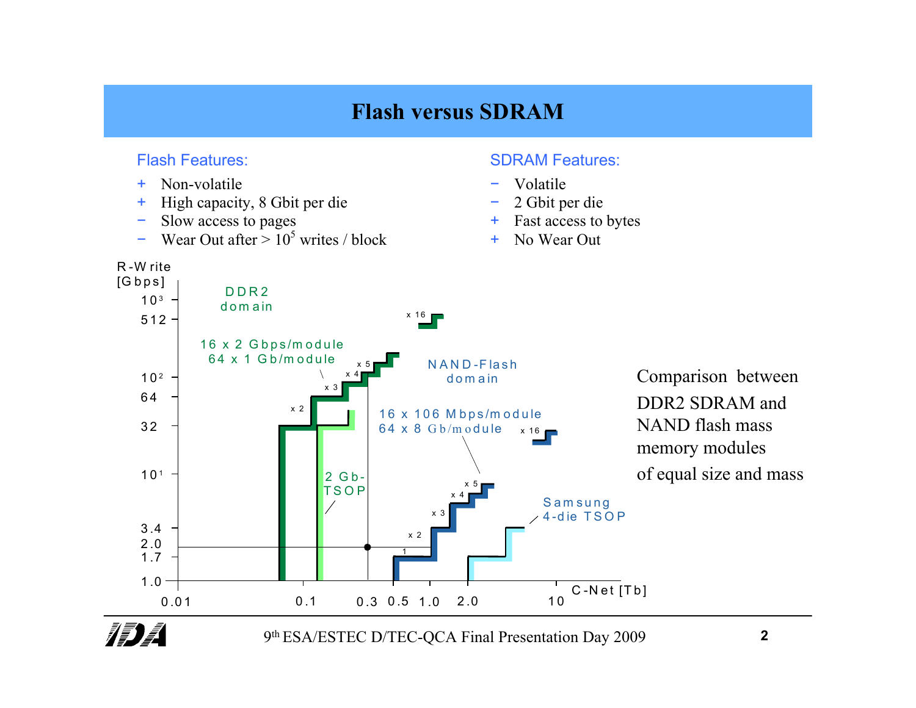# Flash versus SDRAM

**Flash Features:**

- \+ Non-volatile
- \+ High capacity, 8 Gbit per die
- − Slow access to pages
- − Wear Out after > $10^5$ writes / block

**SDRAM Features:**

- − Volatile
- − 2 Gbit per die
- \+ Fast access to bytes
- \+ No Wear Out

R-Write [Gbps]

DDR2 domain

16 x 2 Gbps/module
64 x 1 Gb/module

NAND-Flash domain

16 x 106 Mbps/module
64 x 8 Gb/module

2 Gb-TSOP

Samsung 4-die TSOP

C-Net [Tb]

Comparison between DDR2 SDRAM and NAND flash mass memory modules of equal size and mass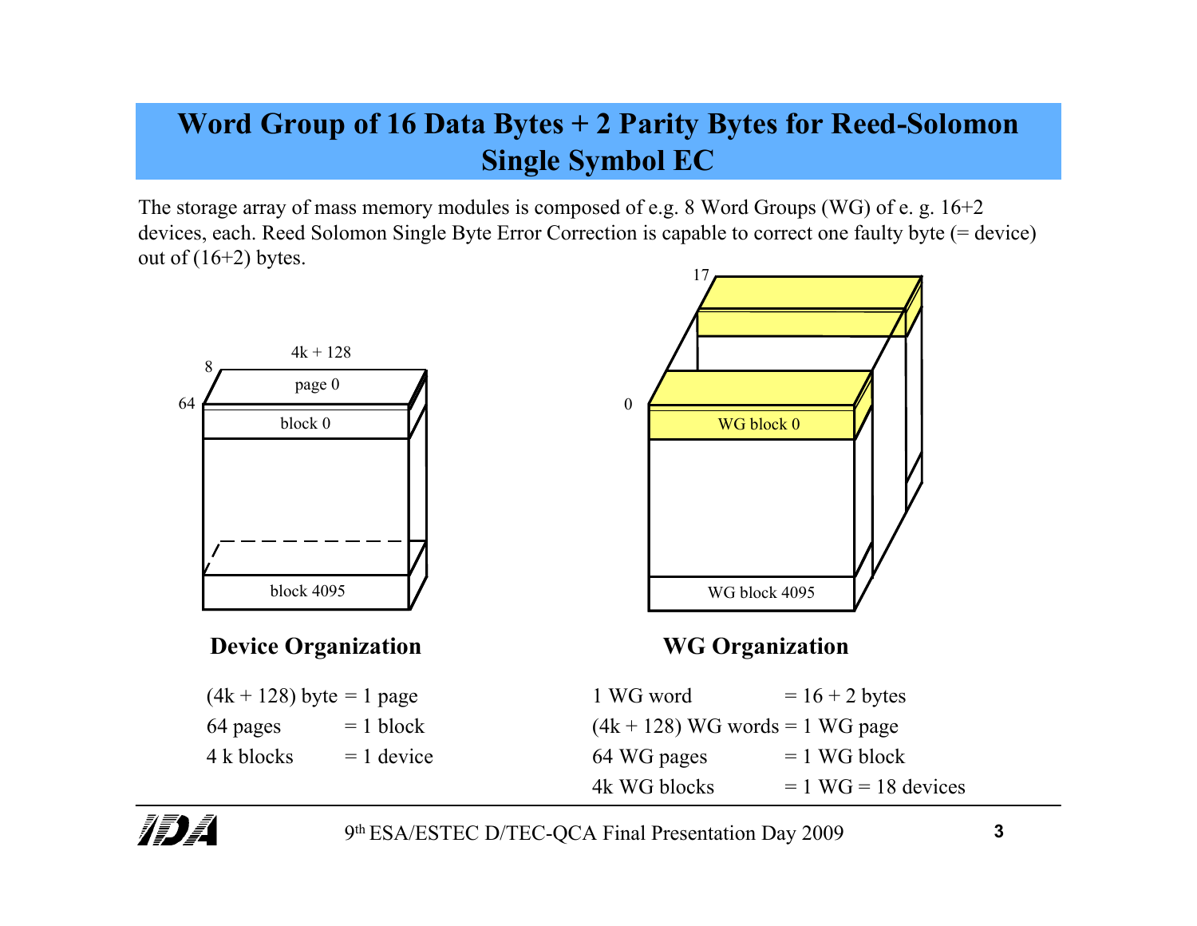# Word Group of 16 Data Bytes + 2 Parity Bytes for Reed-Solomon Single Symbol EC

The storage array of mass memory modules is composed of e.g. 8 Word Groups (WG) of e. g. 16+2 devices, each. Reed Solomon Single Byte Error Correction is capable to correct one faulty byte (= device) out of (16+2) bytes.

8 &nbsp;&nbsp; 4k + 128

page 0

64

block 0

block 4095

17

0

WG block 0

WG block 4095

**Device Organization**

(4k + 128) byte = 1 page
64 pages = 1 block
4 k blocks = 1 device

**WG Organization**

1 WG word = 16 + 2 bytes
(4k + 128) WG words = 1 WG page
64 WG pages = 1 WG block
4k WG blocks = 1 WG = 18 devices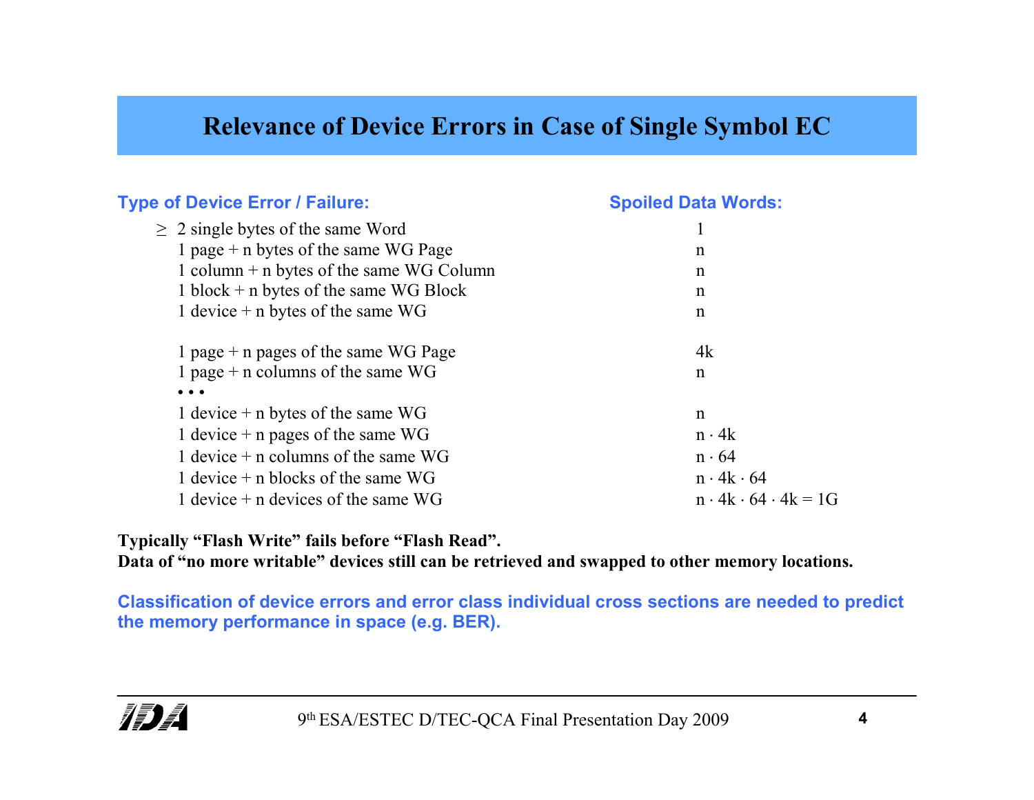# Relevance of Device Errors in Case of Single Symbol EC

| Type of Device Error / Failure: | Spoiled Data Words: |
|---|---|
| $\geq$ 2 single bytes of the same Word | 1 |
| 1 page + n bytes of the same WG Page | n |
| 1 column + n bytes of the same WG Column | n |
| 1 block + n bytes of the same WG Block | n |
| 1 device + n bytes of the same WG | n |
| | |
| 1 page + n pages of the same WG Page | 4k |
| 1 page + n columns of the same WG | n |
| • • • | |
| 1 device + n bytes of the same WG | n |
| 1 device + n pages of the same WG | $n \cdot 4k$ |
| 1 device + n columns of the same WG | $n \cdot 64$ |
| 1 device + n blocks of the same WG | $n \cdot 4k \cdot 64$ |
| 1 device + n devices of the same WG | $n \cdot 4k \cdot 64 \cdot 4k = 1G$ |

**Typically “Flash Write” fails before “Flash Read”.**
**Data of “no more writable” devices still can be retrieved and swapped to other memory locations.**

**Classification of device errors and error class individual cross sections are needed to predict the memory performance in space (e.g. BER).**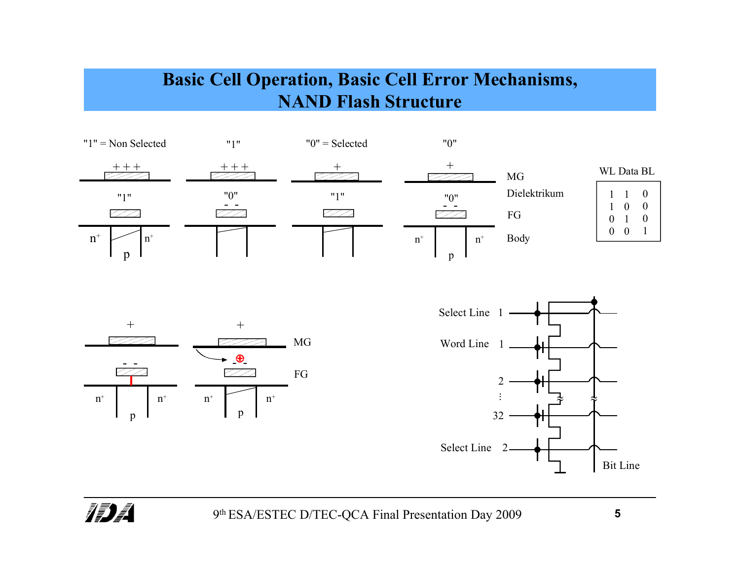# Basic Cell Operation, Basic Cell Error Mechanisms, NAND Flash Structure

"1" = Non Selected | "1" | "0" = Selected | "0"

MG

Dielektrikum

FG

Body

| WL | Data | BL |
|---|---|---|
| 1 | 1 | 0 |
| 1 | 0 | 0 |
| 0 | 1 | 0 |
| 0 | 0 | 1 |

MG

FG

Select Line 1

Word Line 1

2

⋮

32

Select Line 2

Bit Line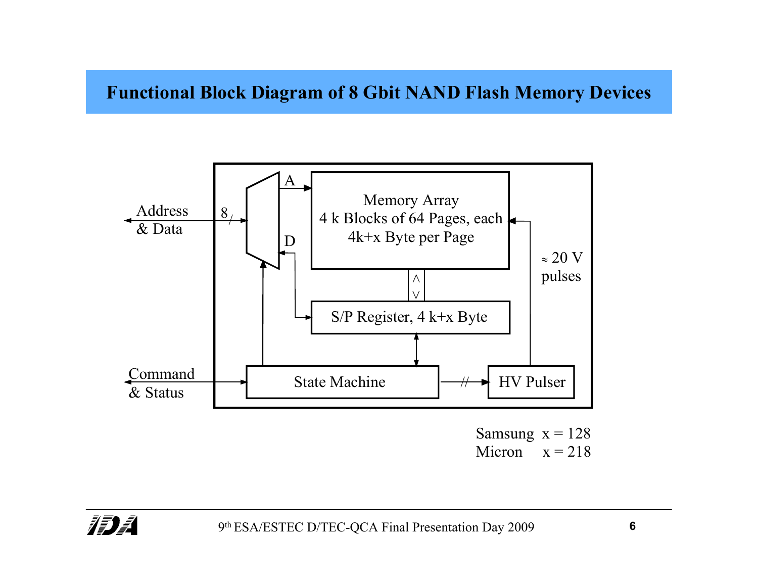# Functional Block Diagram of 8 Gbit NAND Flash Memory Devices

Address & Data

8

A

D

Memory Array
4 k Blocks of 64 Pages, each
4k+x Byte per Page

S/P Register, 4 k+x Byte

Command & Status

State Machine

HV Pulser

≈ 20 V pulses

Samsung x = 128
Micron x = 218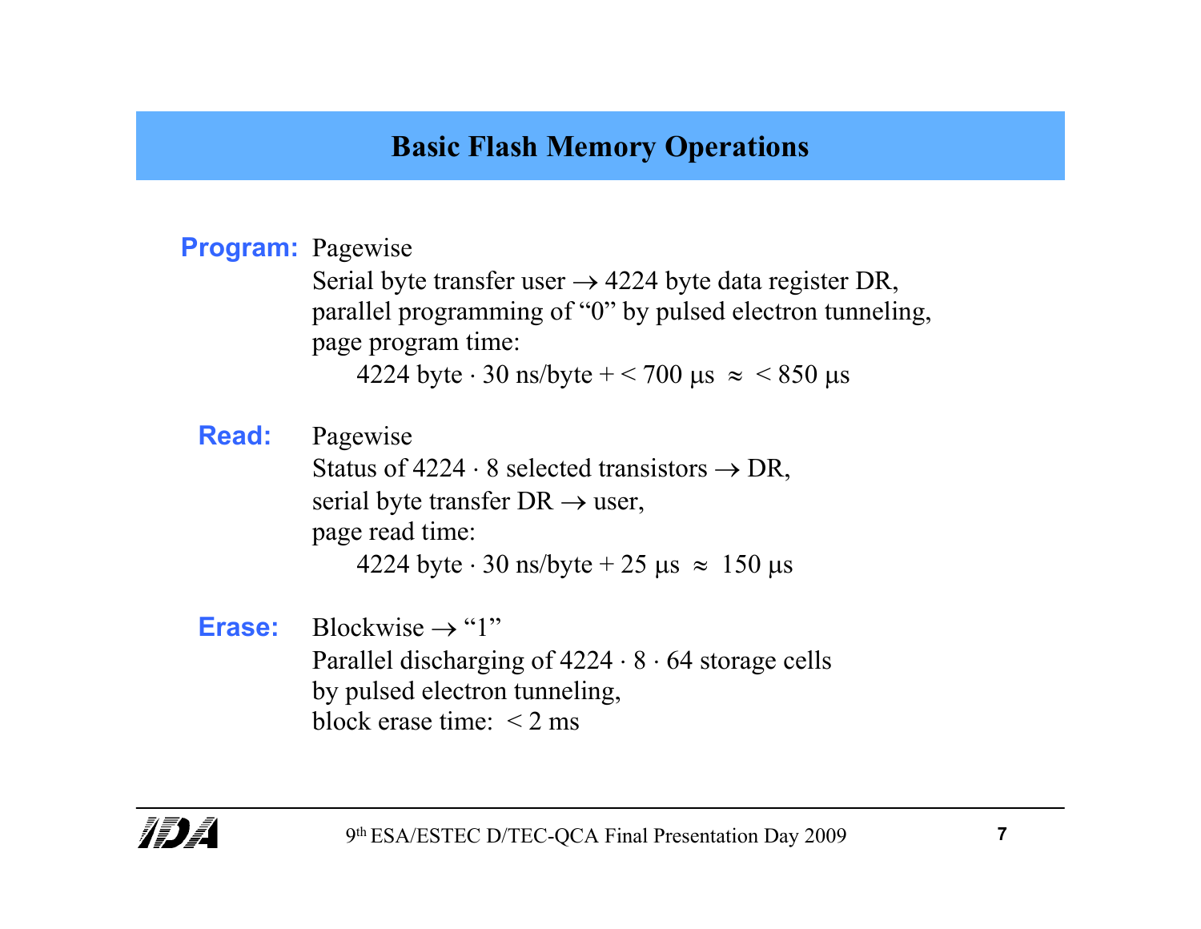# Basic Flash Memory Operations

**Program:** Pagewise

Serial byte transfer user → 4224 byte data register DR,
parallel programming of "0" by pulsed electron tunneling,
page program time:

$4224 \text{ byte} \cdot 30 \text{ ns/byte} + < 700 \text{ µs} \approx < 850 \text{ µs}$

**Read:** Pagewise

Status of $4224 \cdot 8$ selected transistors → DR,
serial byte transfer DR → user,
page read time:

$4224 \text{ byte} \cdot 30 \text{ ns/byte} + 25 \text{ µs} \approx 150 \text{ µs}$

**Erase:** Blockwise → "1"

Parallel discharging of $4224 \cdot 8 \cdot 64$ storage cells
by pulsed electron tunneling,
block erase time: < 2 ms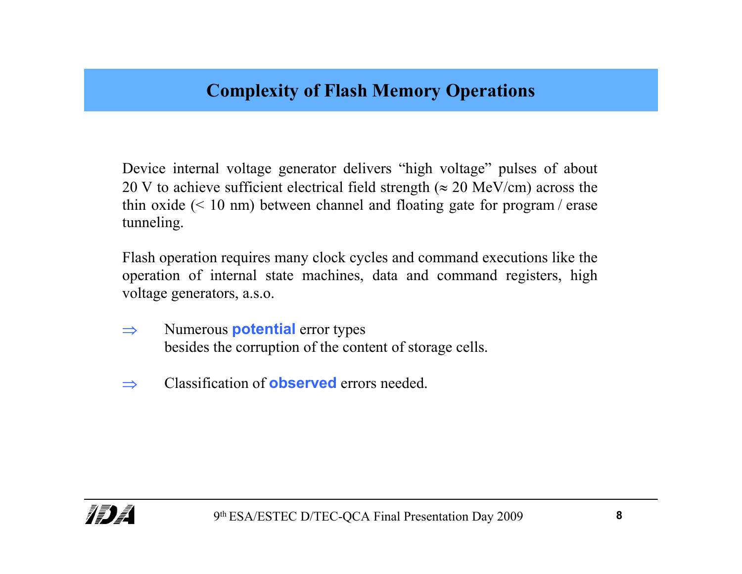## Complexity of Flash Memory Operations

Device internal voltage generator delivers “high voltage” pulses of about 20 V to achieve sufficient electrical field strength (≈ 20 MeV/cm) across the thin oxide (< 10 nm) between channel and floating gate for program / erase tunneling.

Flash operation requires many clock cycles and command executions like the operation of internal state machines, data and command registers, high voltage generators, a.s.o.

⇒ Numerous **potential** error types besides the corruption of the content of storage cells.

⇒ Classification of **observed** errors needed.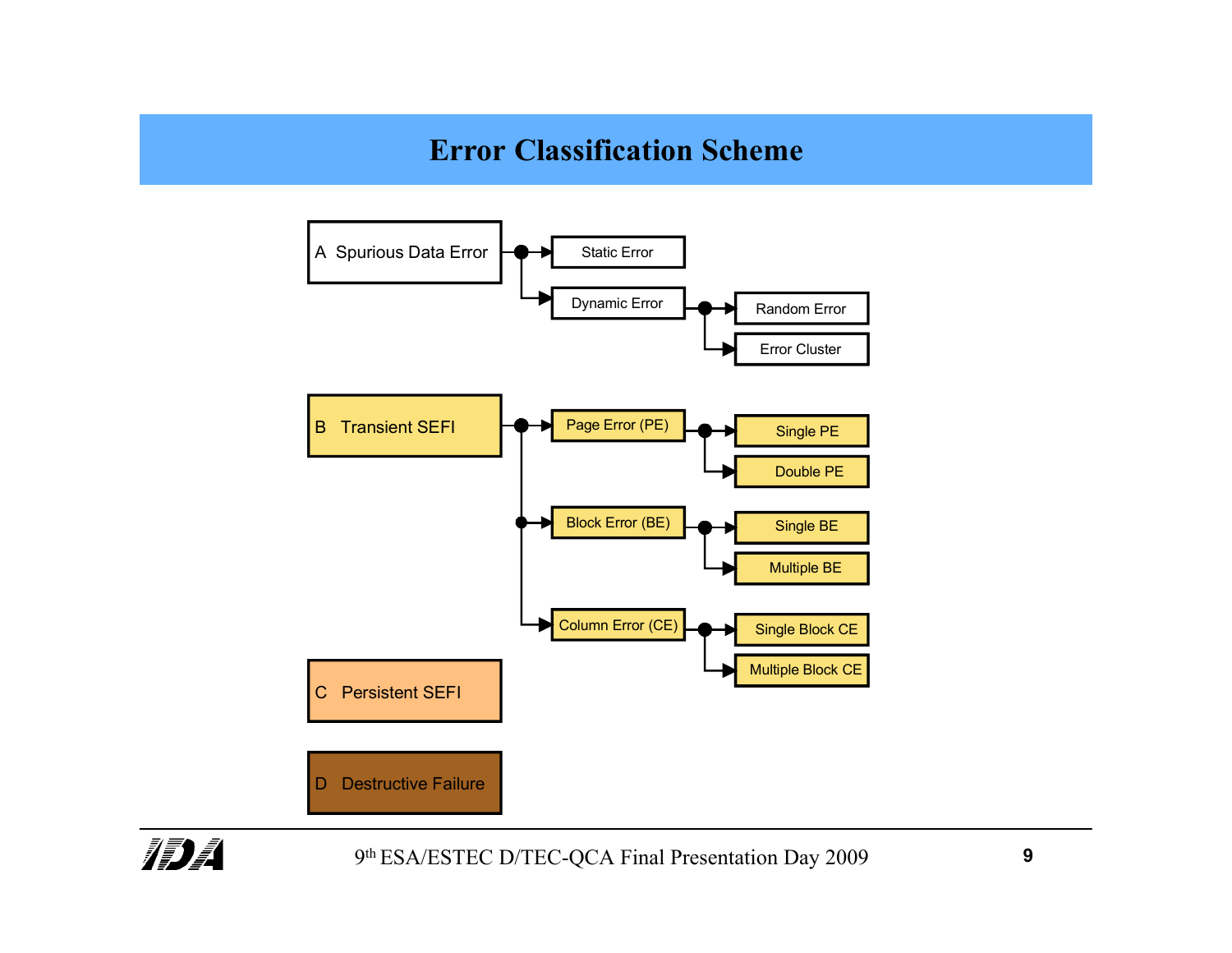# Error Classification Scheme

- **A Spurious Data Error**
  - Static Error
  - Dynamic Error
    - Random Error
    - Error Cluster
- **B Transient SEFI**
  - Page Error (PE)
    - Single PE
    - Double PE
  - Block Error (BE)
    - Single BE
    - Multiple BE
  - Column Error (CE)
    - Single Block CE
    - Multiple Block CE
- **C Persistent SEFI**
- **D Destructive Failure**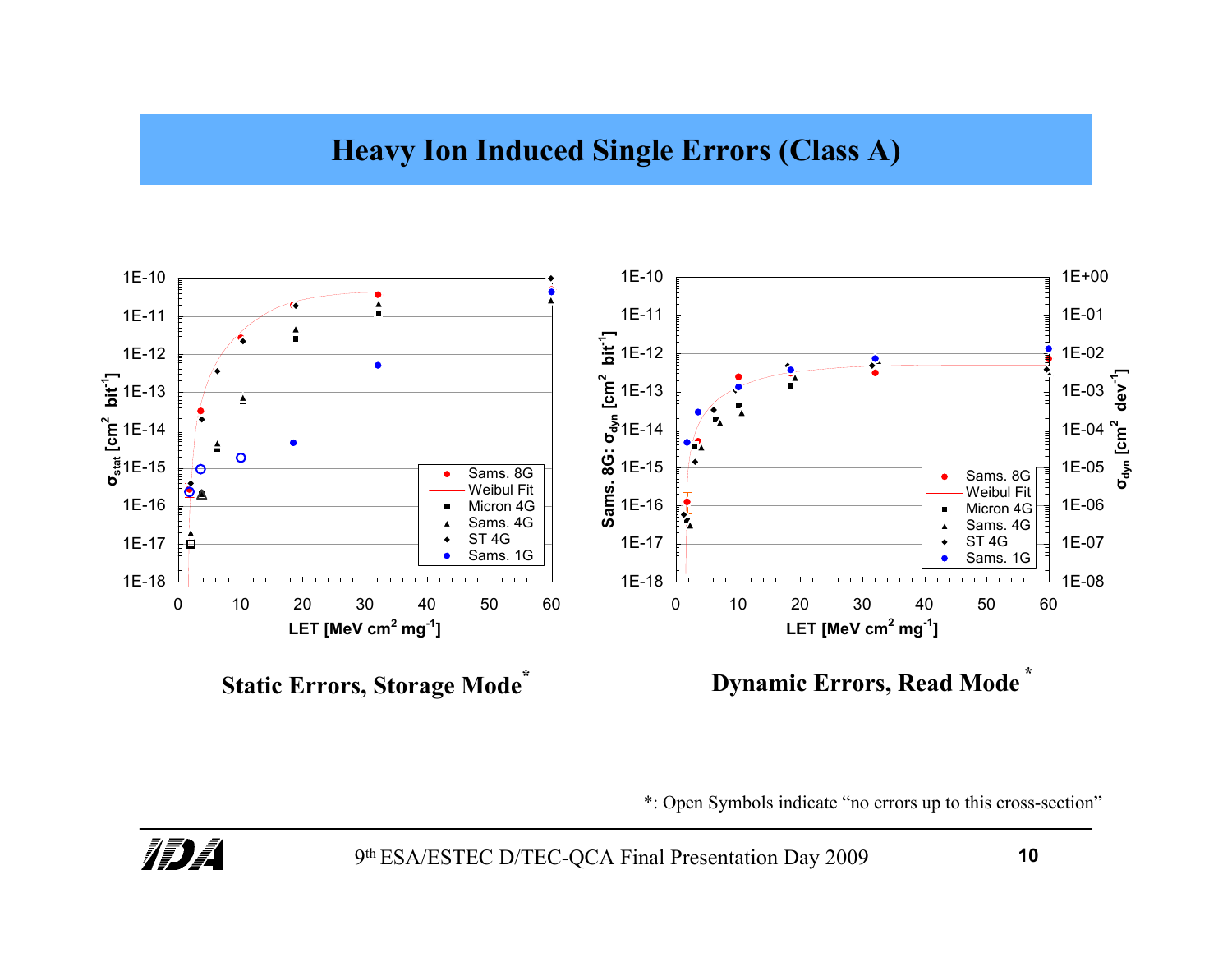# Heavy Ion Induced Single Errors (Class A)

Static Errors, Storage Mode*

Dynamic Errors, Read Mode*

*: Open Symbols indicate "no errors up to this cross-section"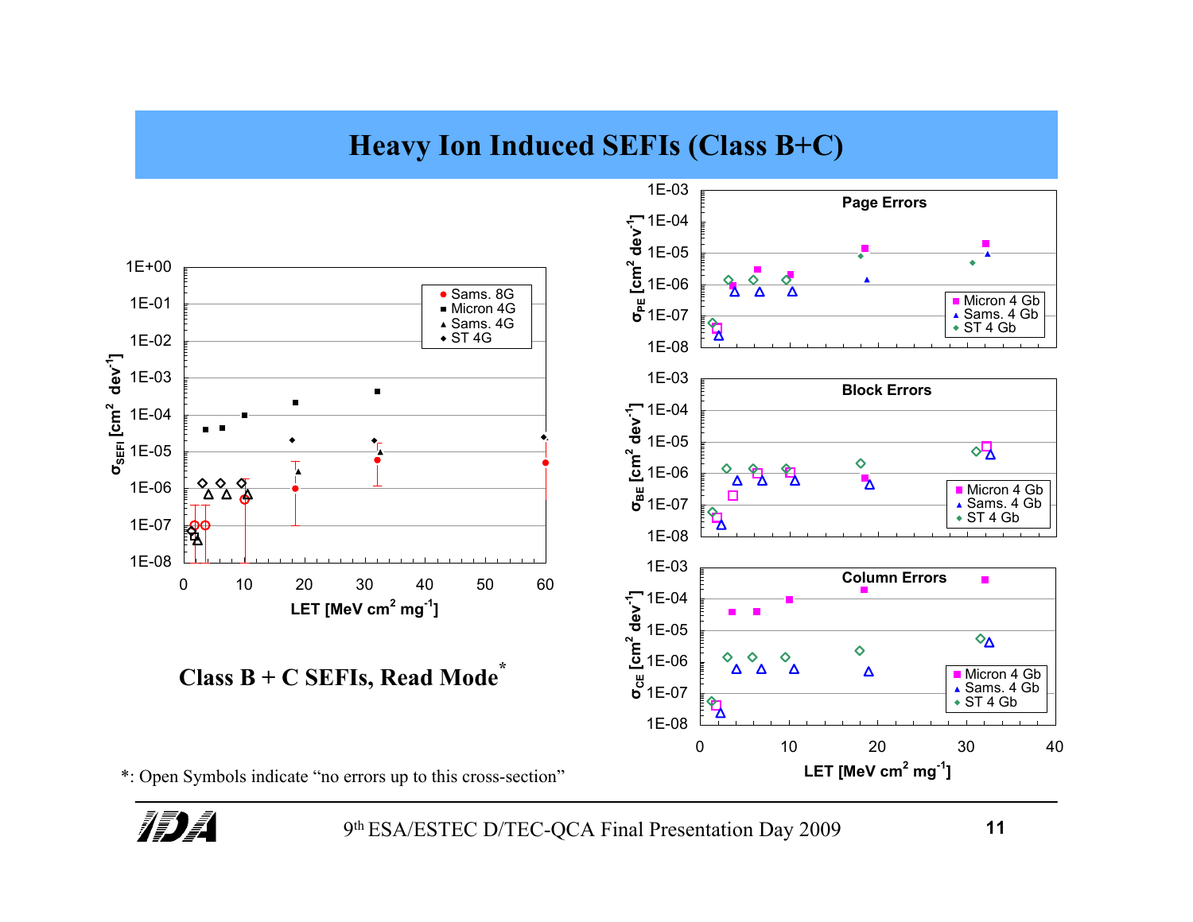# Heavy Ion Induced SEFIs (Class B+C)

**Class B + C SEFIs, Read Mode***

*: Open Symbols indicate "no errors up to this cross-section"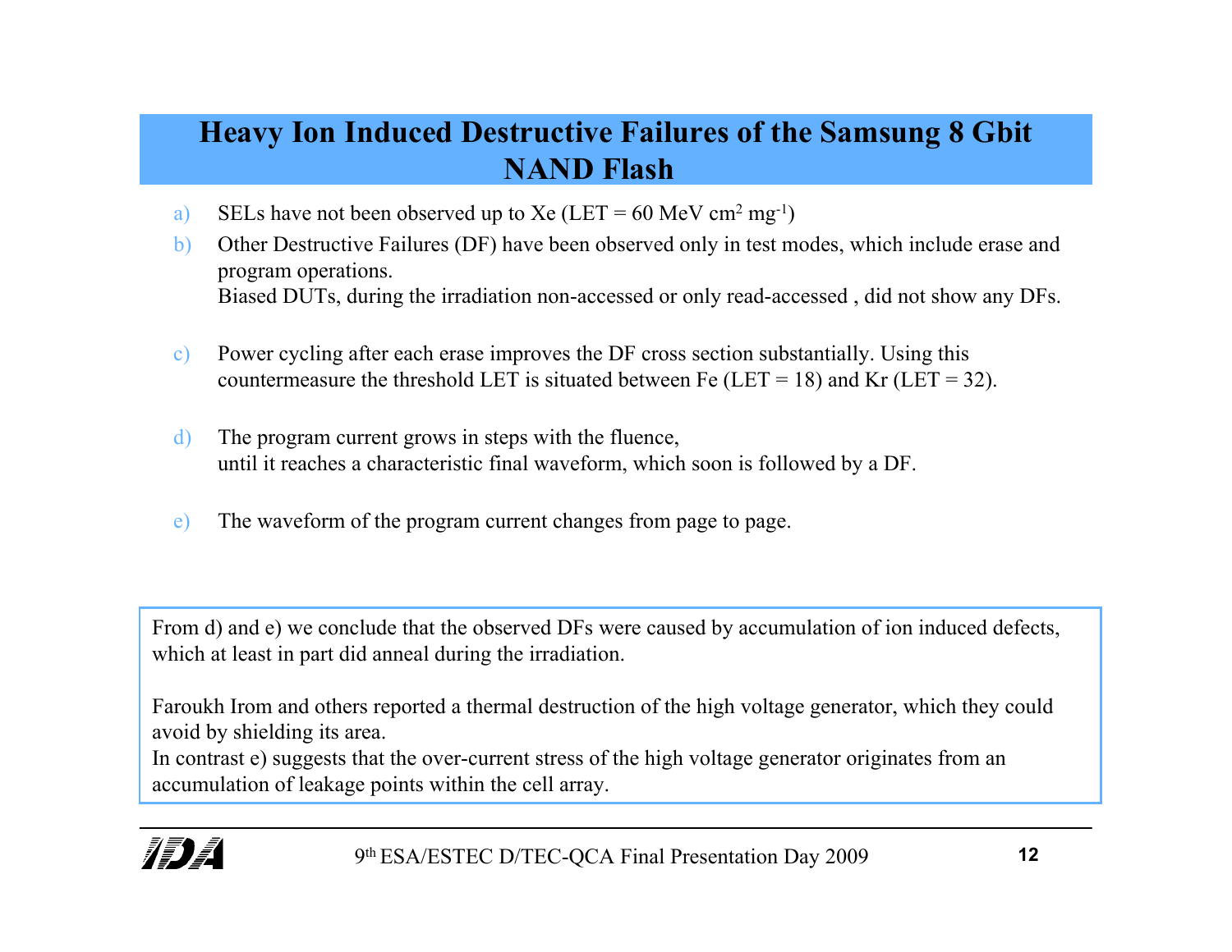# Heavy Ion Induced Destructive Failures of the Samsung 8 Gbit NAND Flash

a) SELs have not been observed up to Xe (LET = 60 MeV $cm^2$ $mg^{-1}$)

b) Other Destructive Failures (DF) have been observed only in test modes, which include erase and program operations.
   Biased DUTs, during the irradiation non-accessed or only read-accessed , did not show any DFs.

c) Power cycling after each erase improves the DF cross section substantially. Using this countermeasure the threshold LET is situated between Fe (LET = 18) and Kr (LET = 32).

d) The program current grows in steps with the fluence,
   until it reaches a characteristic final waveform, which soon is followed by a DF.

e) The waveform of the program current changes from page to page.

From d) and e) we conclude that the observed DFs were caused by accumulation of ion induced defects, which at least in part did anneal during the irradiation.

Faroukh Irom and others reported a thermal destruction of the high voltage generator, which they could avoid by shielding its area.
In contrast e) suggests that the over-current stress of the high voltage generator originates from an accumulation of leakage points within the cell array.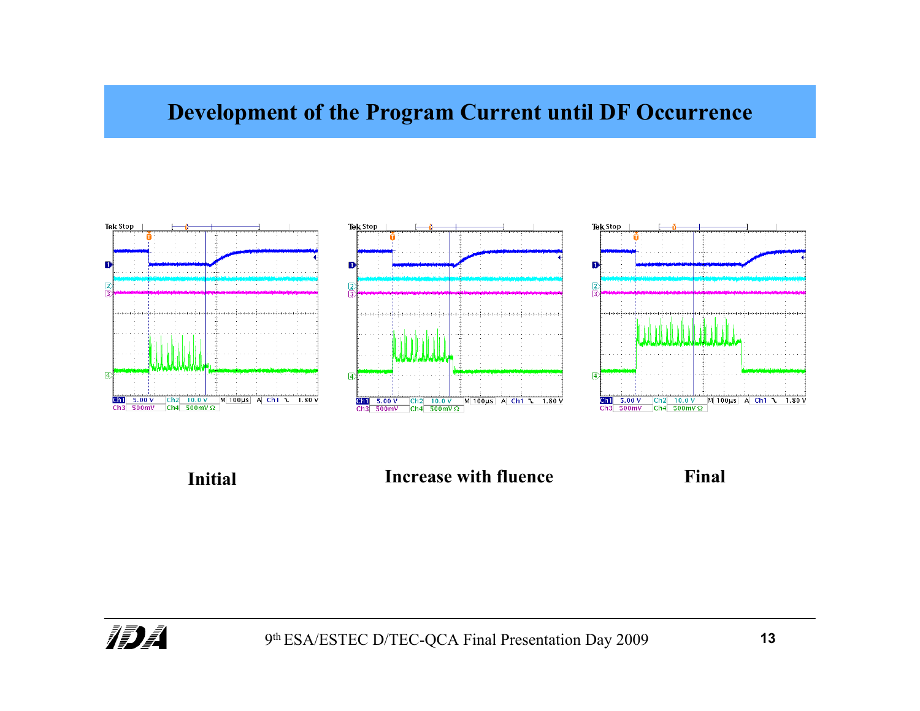# Development of the Program Current until DF Occurrence

Initial

Increase with fluence

Final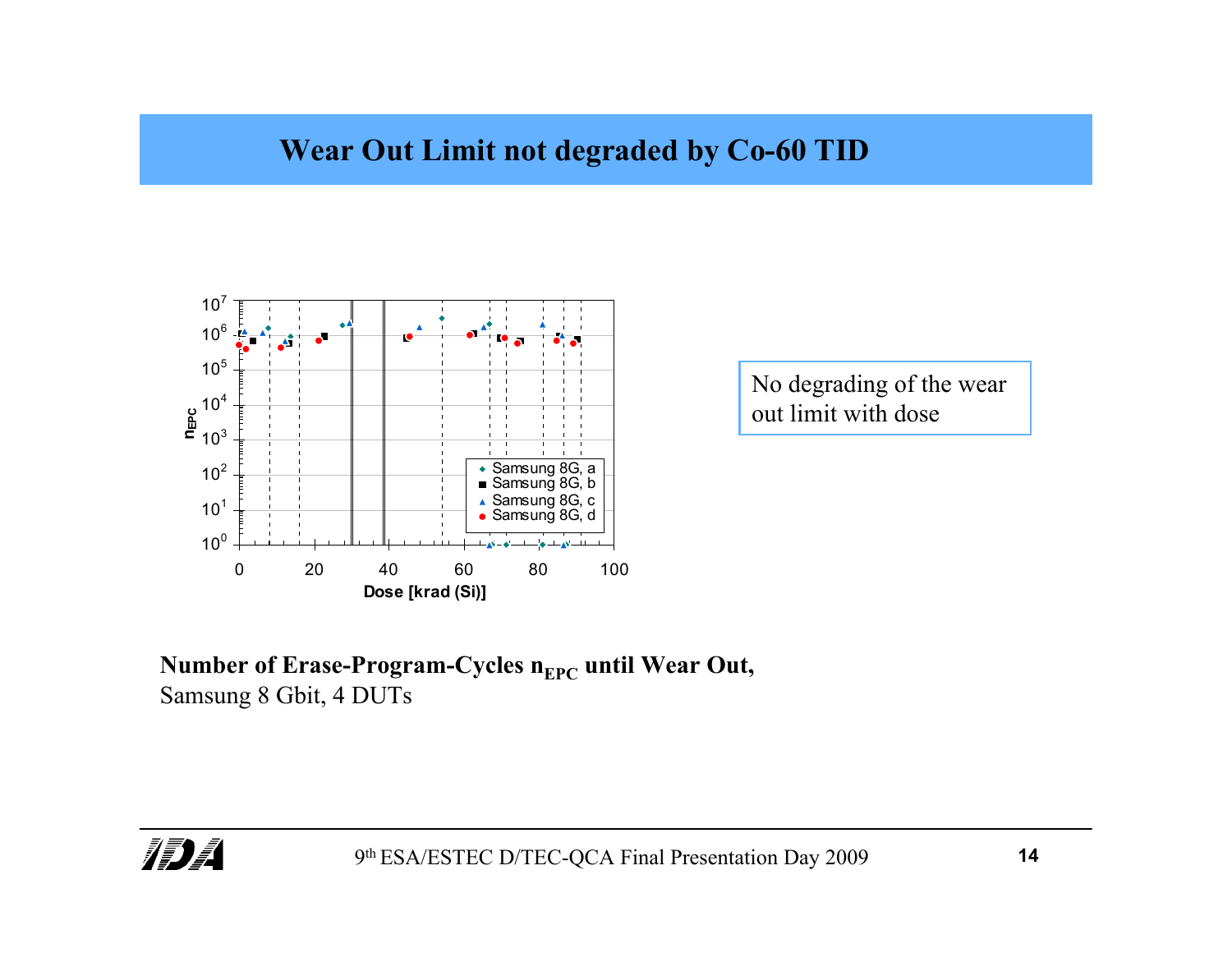# Wear Out Limit not degraded by Co-60 TID

No degrading of the wear out limit with dose

**Number of Erase-Program-Cycles $n_{EPC}$ until Wear Out,**
Samsung 8 Gbit, 4 DUTs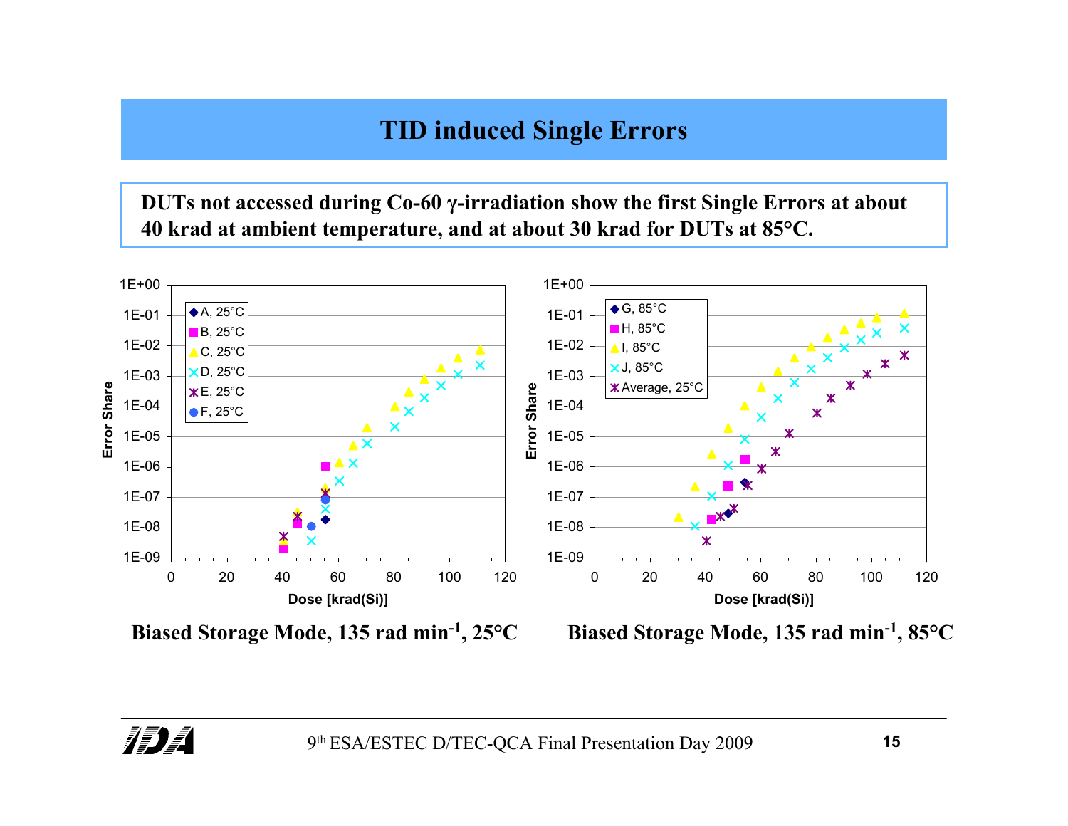# TID induced Single Errors

**DUTs not accessed during Co-60 γ-irradiation show the first Single Errors at about 40 krad at ambient temperature, and at about 30 krad for DUTs at 85°C.**

**Biased Storage Mode, 135 rad min$^{-1}$, 25°C**

**Biased Storage Mode, 135 rad min$^{-1}$, 85°C**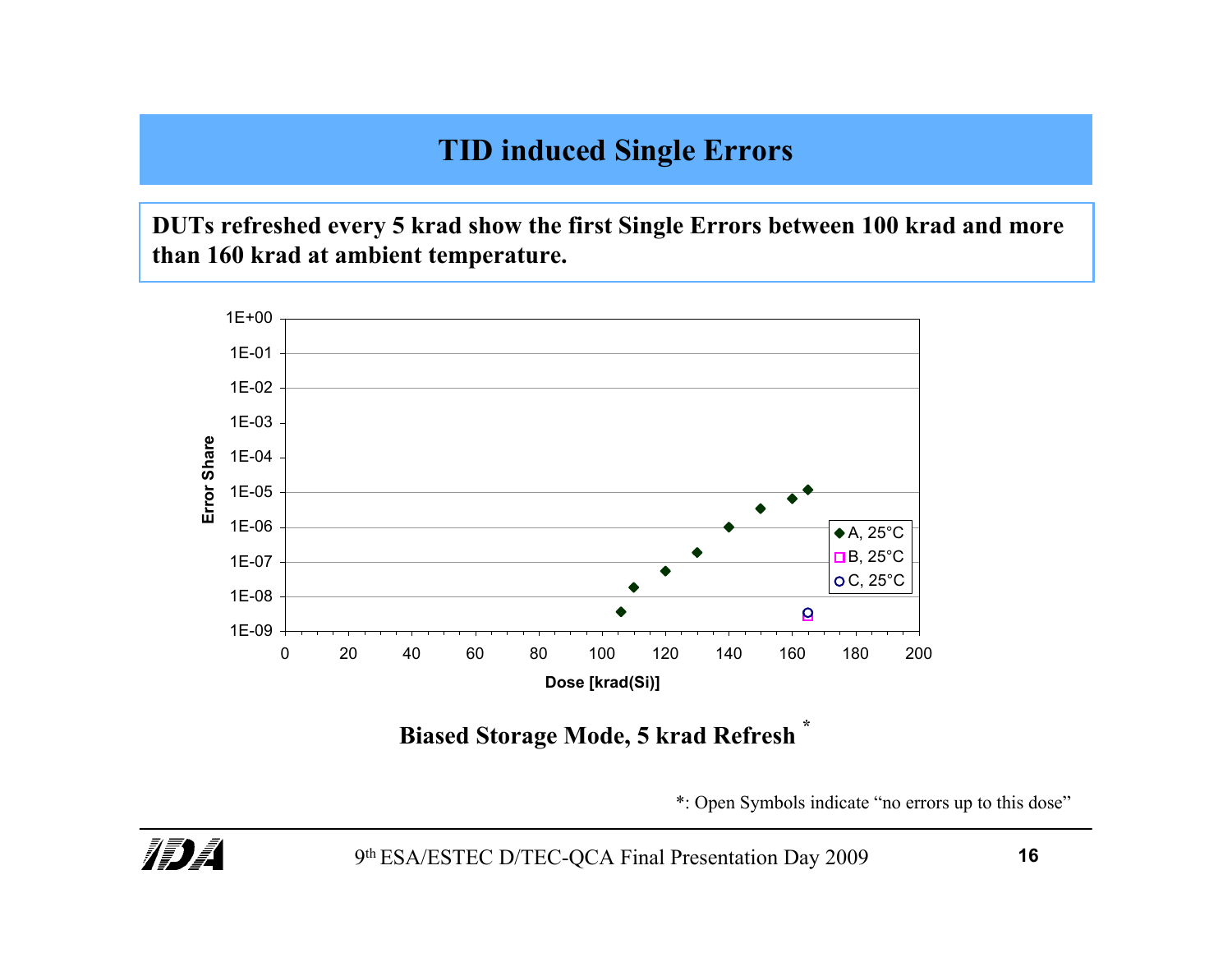# TID induced Single Errors

**DUTs refreshed every 5 krad show the first Single Errors between 100 krad and more than 160 krad at ambient temperature.**

**Biased Storage Mode, 5 krad Refresh** *

*: Open Symbols indicate "no errors up to this dose"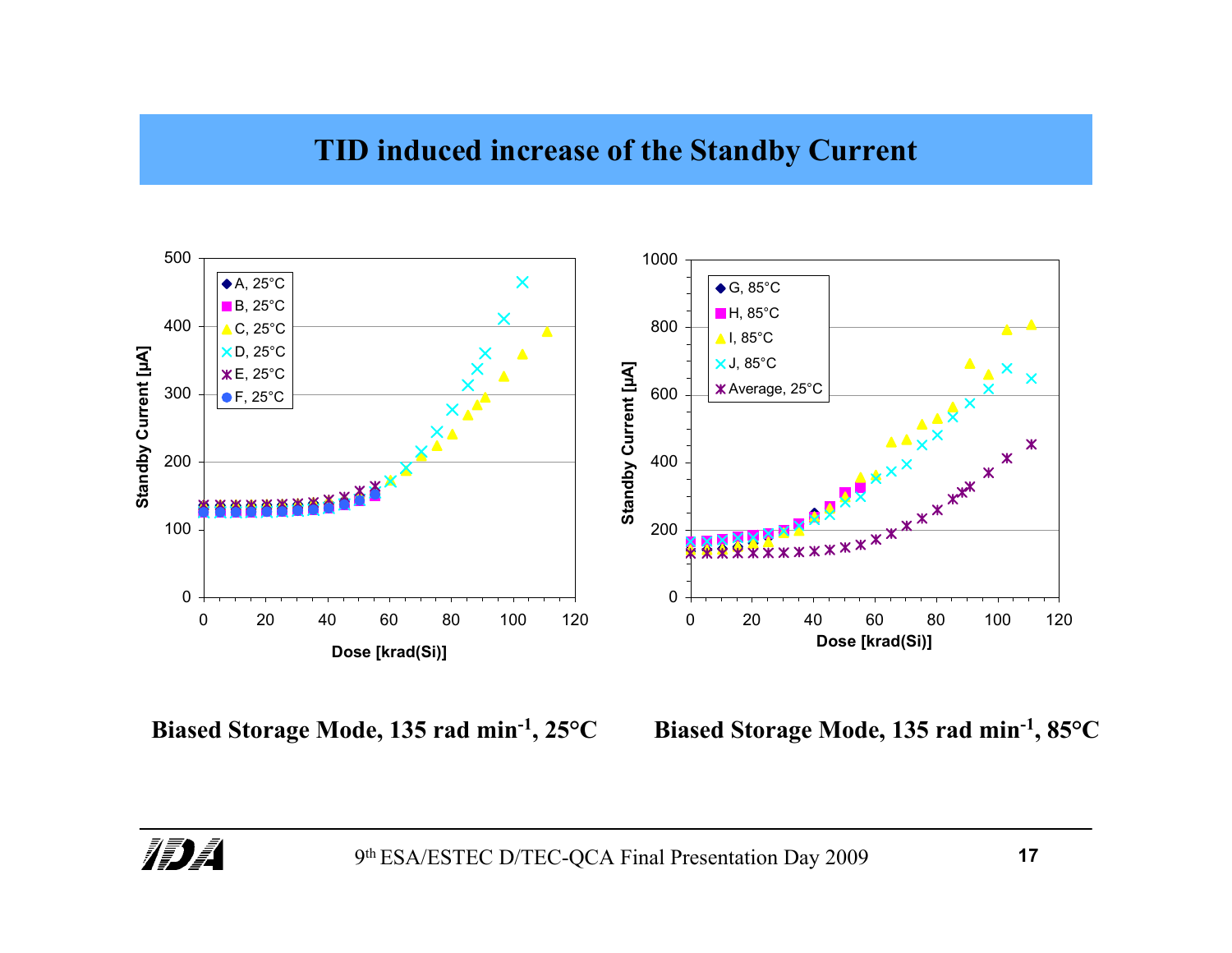# TID induced increase of the Standby Current

Biased Storage Mode, 135 rad min$^{-1}$, 25°C

Biased Storage Mode, 135 rad min$^{-1}$, 85°C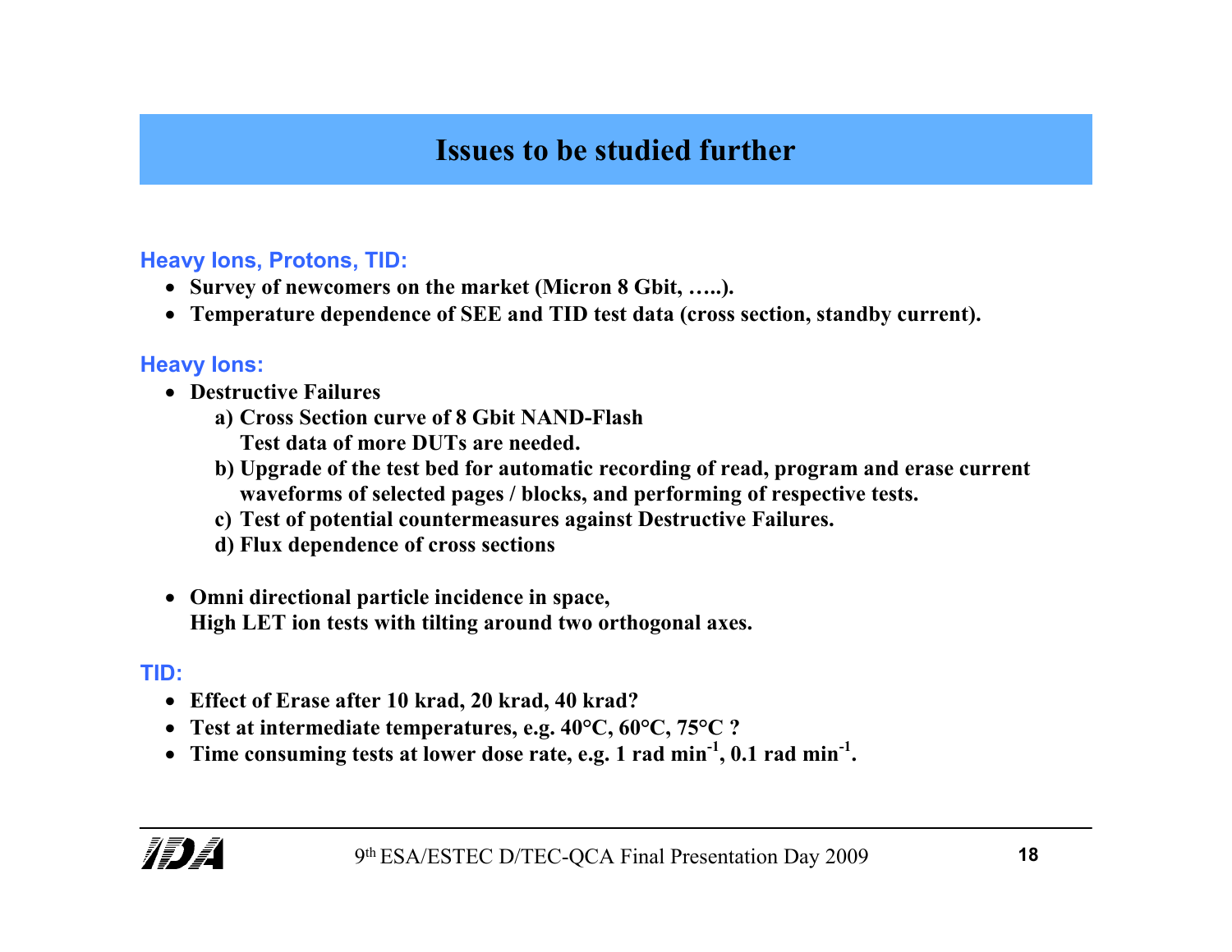# Issues to be studied further

**Heavy Ions, Protons, TID:**

- **Survey of newcomers on the market (Micron 8 Gbit, …..).**
- **Temperature dependence of SEE and TID test data (cross section, standby current).**

**Heavy Ions:**

- **Destructive Failures**
  - **a) Cross Section curve of 8 Gbit NAND-Flash**
    **Test data of more DUTs are needed.**
  - **b) Upgrade of the test bed for automatic recording of read, program and erase current waveforms of selected pages / blocks, and performing of respective tests.**
  - **c) Test of potential countermeasures against Destructive Failures.**
  - **d) Flux dependence of cross sections**

- **Omni directional particle incidence in space,**
  **High LET ion tests with tilting around two orthogonal axes.**

**TID:**

- **Effect of Erase after 10 krad, 20 krad, 40 krad?**
- **Test at intermediate temperatures, e.g. 40°C, 60°C, 75°C ?**
- **Time consuming tests at lower dose rate, e.g. 1 rad $min^{-1}$, 0.1 rad $min^{-1}$.**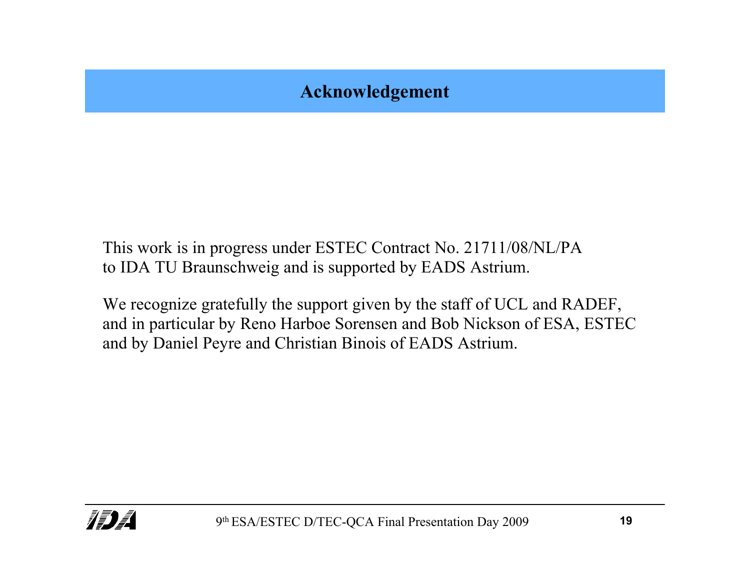# Acknowledgement

This work is in progress under ESTEC Contract No. 21711/08/NL/PA to IDA TU Braunschweig and is supported by EADS Astrium.

We recognize gratefully the support given by the staff of UCL and RADEF, and in particular by Reno Harboe Sorensen and Bob Nickson of ESA, ESTEC and by Daniel Peyre and Christian Binois of EADS Astrium.